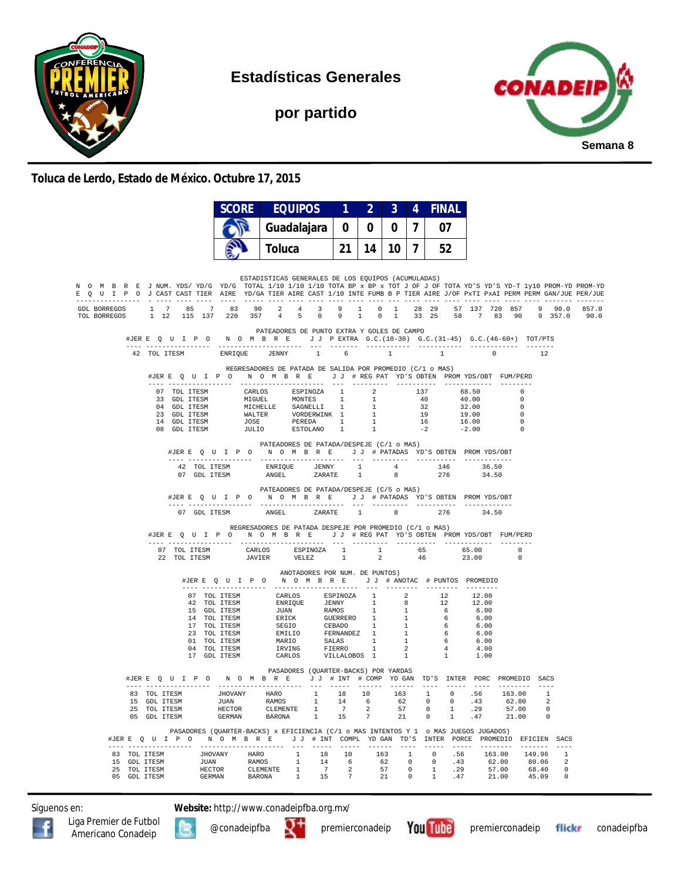# Estadísticas Generales

## por partido

**Semana 8**

**Toluca de Lerdo, Estado de México. Octubre 17, 2015**

| SCORE | EQUIPOS | 1 | 2 | 3 | 4 | FINAL |
|---|---|---|---|---|---|---|
| | Guadalajara | 0 | 0 | 0 | 7 | 07 |
| | Toluca | 21 | 14 | 10 | 7 | 52 |

### ESTADISTICAS GENERALES DE LOS EQUIPOS (ACUMULADAS)

| NOMBRE EQUIPO | J J | NUM. CAST | YDS/ CAST | YD/G TIER | YD/G AIRE | TOTAL YD/GA | 1/10 TIER | 1/10 AIRE | 1/10 CAST | TOTA 1/10 | BP x INTE | BP x FUMB | TOT B P | J OF TIER | J OF AIRE | TOTA J/OF | YD'S PxTI | YD'S PxAI | YD-T PERM | 1y10 PERM | PROM-YD GAN/JUE | PROM-YD PER/JUE |
|---|---|---|---|---|---|---|---|---|---|---|---|---|---|---|---|---|---|---|---|---|---|---|
| GDL BORREGOS | 1 | 7 | 85 | 7 | 83 | 90 | 2 | 4 | 3 | 9 | 1 | 0 | 1 | 28 | 29 | 57 | 137 | 720 | 857 | 9 | 90.0 | 857.0 |
| TOL BORREGOS | 1 | 12 | 115 | 137 | 220 | 357 | 4 | 5 | 0 | 9 | 1 | 0 | 1 | 33 | 25 | 58 | 7 | 83 | 90 | 9 | 357.0 | 90.0 |

### PATEADORES DE PUNTO EXTRA Y GOLES DE CAMPO

| #JER | EQUIPO | NOMBRE | | J J | P EXTRA | G.C.(10-30) | G.C.(31-45) | G.C.(46-60+) | TOT/PTS |
|---|---|---|---|---|---|---|---|---|---|
| 42 | TOL ITESM | ENRIQUE | JENNY | 1 | 6 | 1 | 1 | 0 | 12 |

### REGRESADORES DE PATADA DE SALIDA POR PROMEDIO (C/1 o MAS)

| #JER | EQUIPO | NOMBRE | | J J | # REG PAT | YD'S OBTEN | PROM YDS/OBT | FUM/PERD |
|---|---|---|---|---|---|---|---|---|
| 07 | TOL ITESM | CARLOS | ESPINOZA | 1 | 2 | 137 | 68.50 | 0 |
| 33 | GDL ITESM | MIGUEL | MONTES | 1 | 1 | 40 | 40.00 | 0 |
| 04 | GDL ITESM | MICHELLE | SAGNELLI | 1 | 1 | 32 | 32.00 | 0 |
| 23 | GDL ITESM | WALTER | VORDERWINK | 1 | 1 | 19 | 19.00 | 0 |
| 14 | GDL ITESM | JOSE | PEREDA | 1 | 1 | 16 | 16.00 | 0 |
| 08 | GDL ITESM | JULIO | ESTOLANO | 1 | 1 | -2 | -2.00 | 0 |

### PATEADORES DE PATADA/DESPEJE (C/1 o MAS)

| #JER | EQUIPO | NOMBRE | | J J | # PATADAS | YD'S OBTEN | PROM YDS/OBT |
|---|---|---|---|---|---|---|---|
| 42 | TOL ITESM | ENRIQUE | JENNY | 1 | 4 | 146 | 36.50 |
| 07 | GDL ITESM | ANGEL | ZARATE | 1 | 8 | 276 | 34.50 |

### PATEADORES DE PATADA/DESPEJE (C/5 o MAS)

| #JER | EQUIPO | NOMBRE | | J J | # PATADAS | YD'S OBTEN | PROM YDS/OBT |
|---|---|---|---|---|---|---|---|
| 07 | GDL ITESM | ANGEL | ZARATE | 1 | 8 | 276 | 34.50 |

### REGRESADORES DE PATADA DESPEJE POR PROMEDIO (C/1 o MAS)

| #JER | EQUIPO | NOMBRE | | J J | # REG PAT | YD'S OBTEN | PROM YDS/OBT | FUM/PERD |
|---|---|---|---|---|---|---|---|---|
| 07 | TOL ITESM | CARLOS | ESPINOZA | 1 | 1 | 65 | 65.00 | 0 |
| 22 | TOL ITESM | JAVIER | VELEZ | 1 | 2 | 46 | 23.00 | 0 |

### ANOTADORES POR NUM. DE PUNTOS)

| #JER | EQUIPO | NOMBRE | | J J | # ANOTAC | # PUNTOS | PROMEDIO |
|---|---|---|---|---|---|---|---|
| 07 | TOL ITESM | CARLOS | ESPINOZA | 1 | 2 | 12 | 12.00 |
| 42 | TOL ITESM | ENRIQUE | JENNY | 1 | 8 | 12 | 12.00 |
| 15 | GDL ITESM | JUAN | RAMOS | 1 | 1 | 6 | 6.00 |
| 14 | TOL ITESM | ERICK | GUERRERO | 1 | 1 | 6 | 6.00 |
| 17 | TOL ITESM | SEGIO | CEBADO | 1 | 1 | 6 | 6.00 |
| 23 | TOL ITESM | EMILIO | FERNANDEZ | 1 | 1 | 6 | 6.00 |
| 01 | TOL ITESM | MARIO | SALAS | 1 | 1 | 6 | 6.00 |
| 04 | TOL ITESM | IRVING | FIERRO | 1 | 2 | 4 | 4.00 |
| 17 | GDL ITESM | CARLOS | VILLALOBOS | 1 | 1 | 1 | 1.00 |

### PASADORES (QUARTER-BACKS) POR YARDAS

| #JER | EQUIPO | NOMBRE | | J J | # INT | # COMP | YD GAN | TD'S | INTER | PORC | PROMEDIO | SACS |
|---|---|---|---|---|---|---|---|---|---|---|---|---|
| 83 | TOL ITESM | JHOVANY | HARO | 1 | 18 | 10 | 163 | 1 | 0 | .56 | 163.00 | 1 |
| 15 | GDL ITESM | JUAN | RAMOS | 1 | 14 | 6 | 62 | 0 | 0 | .43 | 62.00 | 2 |
| 25 | TOL ITESM | HECTOR | CLEMENTE | 1 | 7 | 2 | 57 | 0 | 1 | .29 | 57.00 | 0 |
| 05 | GDL ITESM | GERMAN | BARONA | 1 | 15 | 7 | 21 | 0 | 1 | .47 | 21.00 | 0 |

### PASADORES (QUARTER-BACKS) x EFICIENCIA (C/1 o MAS INTENTOS Y 1 o MAS JUEGOS JUGADOS)

| #JER | EQUIPO | NOMBRE | | J J | # INT | COMPL | YD GAN | TD'S | INTER | PORCE | PROMEDIO | EFICIEN | SACS |
|---|---|---|---|---|---|---|---|---|---|---|---|---|---|
| 83 | TOL ITESM | JHOVANY | HARO | 1 | 18 | 10 | 163 | 1 | 0 | .56 | 163.00 | 149.96 | 1 |
| 15 | GDL ITESM | JUAN | RAMOS | 1 | 14 | 6 | 62 | 0 | 0 | .43 | 62.00 | 80.06 | 2 |
| 25 | TOL ITESM | HECTOR | CLEMENTE | 1 | 7 | 2 | 57 | 0 | 1 | .29 | 57.00 | 68.40 | 0 |
| 05 | GDL ITESM | GERMAN | BARONA | 1 | 15 | 7 | 21 | 0 | 1 | .47 | 21.00 | 45.09 | 0 |

Síguenos en: **Website:** http://www.conadeipfba.org.mx/

Liga Premier de Futbol Americano Conadeip | @conadeipfba | premierconadeip | premierconadeip | conadeipfba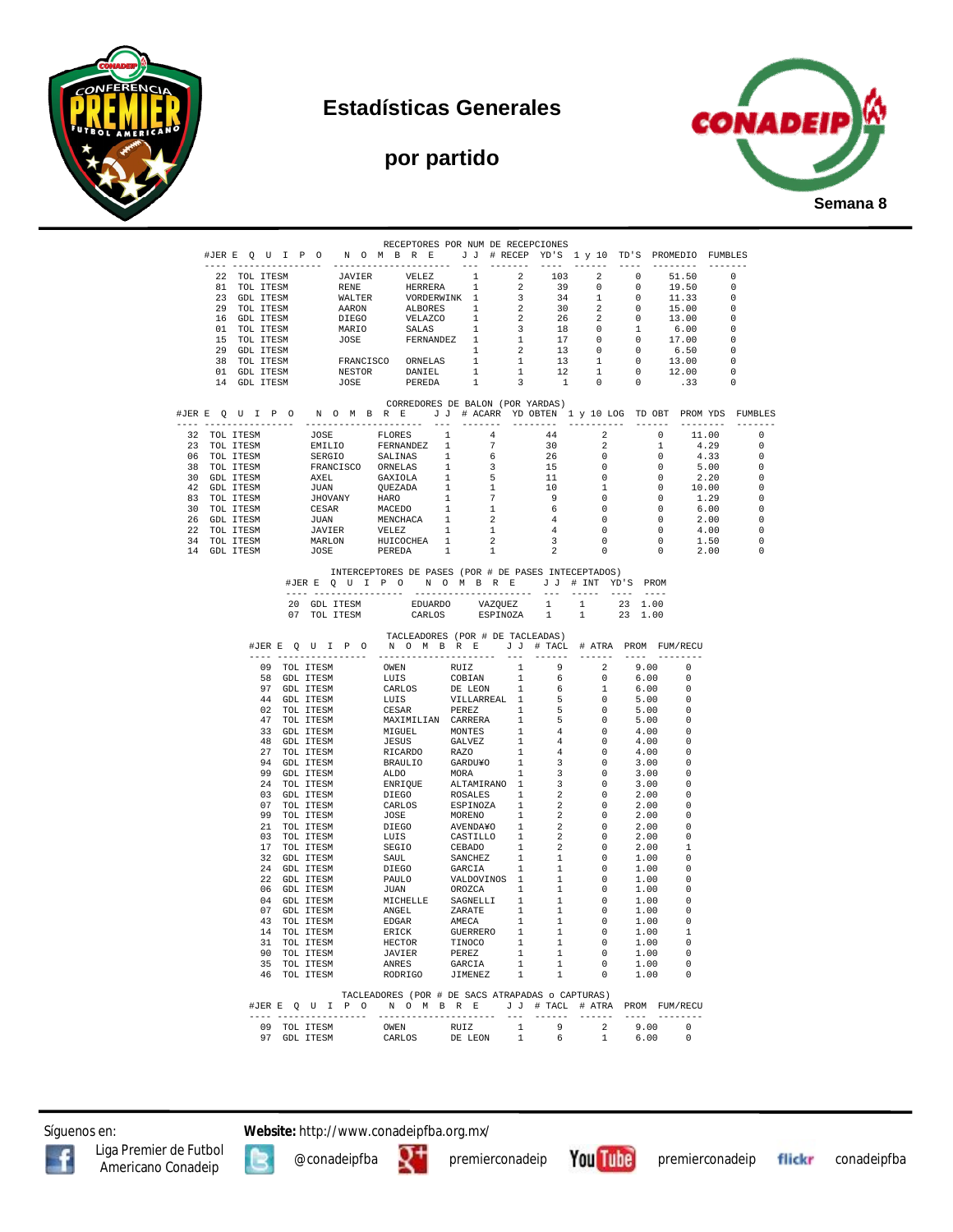# Estadísticas Generales

## por partido

Semana 8

### RECEPTORES POR NUM DE RECEPCIONES

| #JER | E Q U I P O | N O M B R E | | J J | # RECEP | YD'S | 1 y 10 | TD'S | PROMEDIO | FUMBLES |
|---|---|---|---|---|---|---|---|---|---|---|
| 22 | TOL ITESM | JAVIER | VELEZ | 1 | 2 | 103 | 2 | 0 | 51.50 | 0 |
| 81 | TOL ITESM | RENE | HERRERA | 1 | 2 | 39 | 0 | 0 | 19.50 | 0 |
| 23 | GDL ITESM | WALTER | VORDERWINK | 1 | 3 | 34 | 1 | 0 | 11.33 | 0 |
| 29 | TOL ITESM | AARON | ALBORES | 1 | 2 | 30 | 2 | 0 | 15.00 | 0 |
| 16 | GDL ITESM | DIEGO | VELAZCO | 1 | 2 | 26 | 2 | 0 | 13.00 | 0 |
| 01 | TOL ITESM | MARIO | SALAS | 1 | 3 | 18 | 0 | 1 | 6.00 | 0 |
| 15 | TOL ITESM | JOSE | FERNANDEZ | 1 | 1 | 17 | 0 | 0 | 17.00 | 0 |
| 29 | GDL ITESM | | | 1 | 2 | 13 | 0 | 0 | 6.50 | 0 |
| 38 | TOL ITESM | FRANCISCO | ORNELAS | 1 | 1 | 13 | 1 | 0 | 13.00 | 0 |
| 01 | GDL ITESM | NESTOR | DANIEL | 1 | 1 | 12 | 1 | 0 | 12.00 | 0 |
| 14 | GDL ITESM | JOSE | PEREDA | 1 | 3 | 1 | 0 | 0 | .33 | 0 |

### CORREDORES DE BALON (POR YARDAS)

| #JER | E Q U I P O | N O M B R E | | J J | # ACARR | YD OBTEN | 1 y 10 LOG | TD OBT | PROM YDS | FUMBLES |
|---|---|---|---|---|---|---|---|---|---|---|
| 32 | TOL ITESM | JOSE | FLORES | 1 | 4 | 44 | 2 | 0 | 11.00 | 0 |
| 23 | TOL ITESM | EMILIO | FERNANDEZ | 1 | 7 | 30 | 2 | 1 | 4.29 | 0 |
| 06 | TOL ITESM | SERGIO | SALINAS | 1 | 6 | 26 | 0 | 0 | 4.33 | 0 |
| 38 | TOL ITESM | FRANCISCO | ORNELAS | 1 | 3 | 15 | 0 | 0 | 5.00 | 0 |
| 30 | GDL ITESM | AXEL | GAXIOLA | 1 | 5 | 11 | 0 | 0 | 2.20 | 0 |
| 42 | GDL ITESM | JUAN | QUEZADA | 1 | 1 | 10 | 1 | 0 | 10.00 | 0 |
| 83 | TOL ITESM | JHOVANY | HARO | 1 | 7 | 9 | 0 | 0 | 1.29 | 0 |
| 30 | TOL ITESM | CESAR | MACEDO | 1 | 1 | 6 | 0 | 0 | 6.00 | 0 |
| 26 | GDL ITESM | JUAN | MENCHACA | 1 | 2 | 4 | 0 | 0 | 2.00 | 0 |
| 22 | TOL ITESM | JAVIER | VELEZ | 1 | 1 | 4 | 0 | 0 | 4.00 | 0 |
| 34 | TOL ITESM | MARLON | HUICOCHEA | 1 | 2 | 3 | 0 | 0 | 1.50 | 0 |
| 14 | GDL ITESM | JOSE | PEREDA | 1 | 1 | 2 | 0 | 0 | 2.00 | 0 |

### INTERCEPTORES DE PASES (POR # DE PASES INTECEPTADOS)

| #JER | E Q U I P O | N O M B R E | | J J | # INT | YD'S | PROM |
|---|---|---|---|---|---|---|---|
| 20 | GDL ITESM | EDUARDO | VAZQUEZ | 1 | 1 | 23 | 1.00 |
| 07 | TOL ITESM | CARLOS | ESPINOZA | 1 | 1 | 23 | 1.00 |

### TACLEADORES (POR # DE TACLEADAS)

| #JER | E Q U I P O | N O M B R E | | J J | # TACL | # ATRA | PROM | FUM/RECU |
|---|---|---|---|---|---|---|---|---|
| 09 | TOL ITESM | OWEN | RUIZ | 1 | 9 | 2 | 9.00 | 0 |
| 58 | GDL ITESM | LUIS | COBIAN | 1 | 6 | 0 | 6.00 | 0 |
| 97 | GDL ITESM | CARLOS | DE LEON | 1 | 6 | 1 | 6.00 | 0 |
| 44 | GDL ITESM | LUIS | VILLARREAL | 1 | 5 | 0 | 5.00 | 0 |
| 02 | TOL ITESM | CESAR | PEREZ | 1 | 5 | 0 | 5.00 | 0 |
| 47 | TOL ITESM | MAXIMILIAN | CARRERA | 1 | 5 | 0 | 5.00 | 0 |
| 33 | GDL ITESM | MIGUEL | MONTES | 1 | 4 | 0 | 4.00 | 0 |
| 48 | GDL ITESM | JESUS | GALVEZ | 1 | 4 | 0 | 4.00 | 0 |
| 27 | TOL ITESM | RICARDO | RAZO | 1 | 4 | 0 | 4.00 | 0 |
| 94 | GDL ITESM | BRAULIO | GARDU¥O | 1 | 3 | 0 | 3.00 | 0 |
| 99 | GDL ITESM | ALDO | MORA | 1 | 3 | 0 | 3.00 | 0 |
| 24 | TOL ITESM | ENRIQUE | ALTAMIRANO | 1 | 3 | 0 | 3.00 | 0 |
| 03 | GDL ITESM | DIEGO | ROSALES | 1 | 2 | 0 | 2.00 | 0 |
| 07 | TOL ITESM | CARLOS | ESPINOZA | 1 | 2 | 0 | 2.00 | 0 |
| 99 | TOL ITESM | JOSE | MORENO | 1 | 2 | 0 | 2.00 | 0 |
| 21 | TOL ITESM | DIEGO | AVENDA¥O | 1 | 2 | 0 | 2.00 | 0 |
| 03 | TOL ITESM | LUIS | CASTILLO | 1 | 2 | 0 | 2.00 | 0 |
| 17 | TOL ITESM | SEGIO | CEBADO | 1 | 2 | 0 | 2.00 | 1 |
| 32 | GDL ITESM | SAUL | SANCHEZ | 1 | 1 | 0 | 1.00 | 0 |
| 24 | GDL ITESM | DIEGO | GARCIA | 1 | 1 | 0 | 1.00 | 0 |
| 22 | GDL ITESM | PAULO | VALDOVINOS | 1 | 1 | 0 | 1.00 | 0 |
| 06 | GDL ITESM | JUAN | OROZCA | 1 | 1 | 0 | 1.00 | 0 |
| 04 | GDL ITESM | MICHELLE | SAGNELLI | 1 | 1 | 0 | 1.00 | 0 |
| 07 | GDL ITESM | ANGEL | ZARATE | 1 | 1 | 0 | 1.00 | 0 |
| 43 | TOL ITESM | EDGAR | AMECA | 1 | 1 | 0 | 1.00 | 0 |
| 14 | TOL ITESM | ERICK | GUERRERO | 1 | 1 | 0 | 1.00 | 1 |
| 31 | TOL ITESM | HECTOR | TINOCO | 1 | 1 | 0 | 1.00 | 0 |
| 90 | TOL ITESM | JAVIER | PEREZ | 1 | 1 | 0 | 1.00 | 0 |
| 35 | TOL ITESM | ANRES | GARCIA | 1 | 1 | 0 | 1.00 | 0 |
| 46 | TOL ITESM | RODRIGO | JIMENEZ | 1 | 1 | 0 | 1.00 | 0 |

### TACLEADORES (POR # DE SACS ATRAPADAS o CAPTURAS)

| #JER | E Q U I P O | N O M B R E | | J J | # TACL | # ATRA | PROM | FUM/RECU |
|---|---|---|---|---|---|---|---|---|
| 09 | TOL ITESM | OWEN | RUIZ | 1 | 9 | 2 | 9.00 | 0 |
| 97 | GDL ITESM | CARLOS | DE LEON | 1 | 6 | 1 | 6.00 | 0 |

Síguenos en: **Website:** http://www.conadeipfba.org.mx/

Liga Premier de Futbol Americano Conadeip | @conadeipfba | premierconadeip | premierconadeip | conadeipfba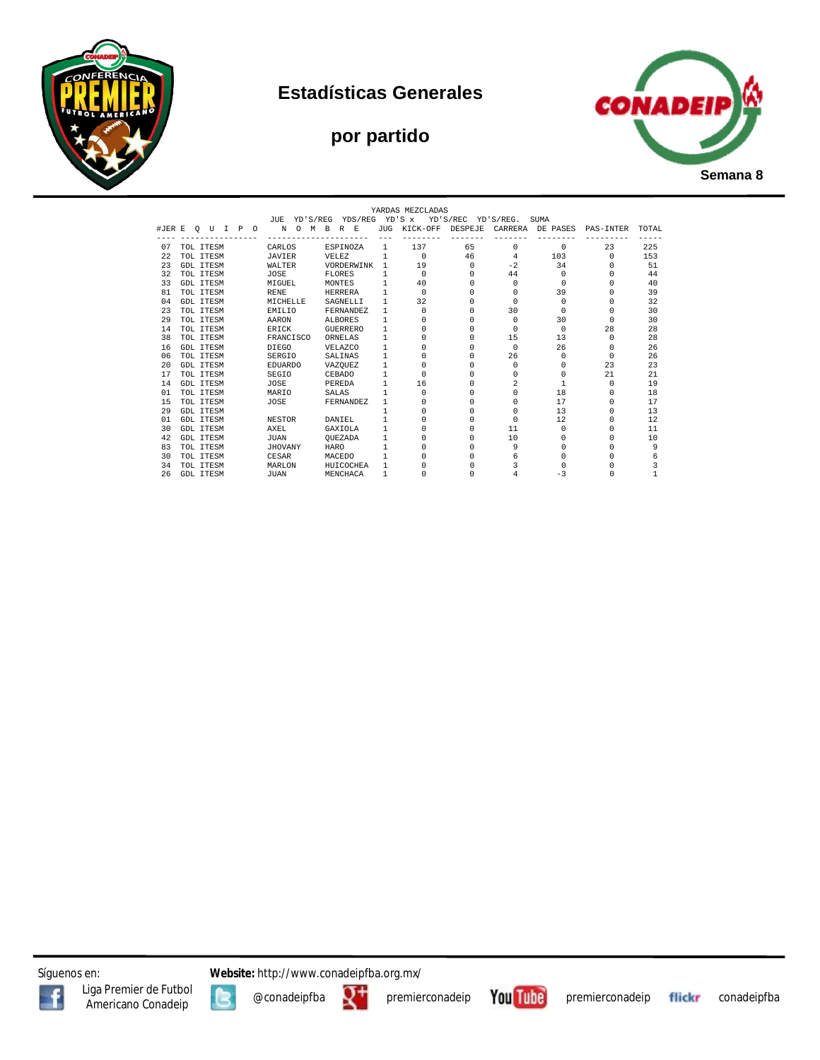# Estadísticas Generales

## por partido

Semana 8

YARDAS MEZCLADAS

| #JER | E Q U I P O | N O M B R E | | JUE JUG | YD'S/REG KICK-OFF | YDS/REG DESPEJE | YD'S x CARRERA | YD'S/REC DE PASES | YD'S/REG. PAS-INTER | SUMA TOTAL |
|---|---|---|---|---|---|---|---|---|---|---|
| 07 | TOL ITESM | CARLOS | ESPINOZA | 1 | 137 | 65 | 0 | 0 | 23 | 225 |
| 22 | TOL ITESM | JAVIER | VELEZ | 1 | 0 | 46 | 4 | 103 | 0 | 153 |
| 23 | GDL ITESM | WALTER | VORDERWINK | 1 | 19 | 0 | -2 | 34 | 0 | 51 |
| 32 | TOL ITESM | JOSE | FLORES | 1 | 0 | 0 | 44 | 0 | 0 | 44 |
| 33 | GDL ITESM | MIGUEL | MONTES | 1 | 40 | 0 | 0 | 0 | 0 | 40 |
| 81 | TOL ITESM | RENE | HERRERA | 1 | 0 | 0 | 0 | 39 | 0 | 39 |
| 04 | GDL ITESM | MICHELLE | SAGNELLI | 1 | 32 | 0 | 0 | 0 | 0 | 32 |
| 23 | TOL ITESM | EMILIO | FERNANDEZ | 1 | 0 | 0 | 30 | 0 | 0 | 30 |
| 29 | TOL ITESM | AARON | ALBORES | 1 | 0 | 0 | 0 | 30 | 0 | 30 |
| 14 | TOL ITESM | ERICK | GUERRERO | 1 | 0 | 0 | 0 | 0 | 28 | 28 |
| 38 | TOL ITESM | FRANCISCO | ORNELAS | 1 | 0 | 0 | 15 | 13 | 0 | 28 |
| 16 | GDL ITESM | DIEGO | VELAZCO | 1 | 0 | 0 | 0 | 26 | 0 | 26 |
| 06 | TOL ITESM | SERGIO | SALINAS | 1 | 0 | 0 | 26 | 0 | 0 | 26 |
| 20 | GDL ITESM | EDUARDO | VAZQUEZ | 1 | 0 | 0 | 0 | 0 | 23 | 23 |
| 17 | TOL ITESM | SEGIO | CEBADO | 1 | 0 | 0 | 0 | 0 | 21 | 21 |
| 14 | GDL ITESM | JOSE | PEREDA | 1 | 16 | 0 | 2 | 1 | 0 | 19 |
| 01 | TOL ITESM | MARIO | SALAS | 1 | 0 | 0 | 0 | 18 | 0 | 18 |
| 15 | TOL ITESM | JOSE | FERNANDEZ | 1 | 0 | 0 | 0 | 17 | 0 | 17 |
| 29 | GDL ITESM | | | 1 | 0 | 0 | 0 | 13 | 0 | 13 |
| 01 | GDL ITESM | NESTOR | DANIEL | 1 | 0 | 0 | 0 | 12 | 0 | 12 |
| 30 | GDL ITESM | AXEL | GAXIOLA | 1 | 0 | 0 | 11 | 0 | 0 | 11 |
| 42 | GDL ITESM | JUAN | QUEZADA | 1 | 0 | 0 | 10 | 0 | 0 | 10 |
| 83 | TOL ITESM | JHOVANY | HARO | 1 | 0 | 0 | 9 | 0 | 0 | 9 |
| 30 | TOL ITESM | CESAR | MACEDO | 1 | 0 | 0 | 6 | 0 | 0 | 6 |
| 34 | TOL ITESM | MARLON | HUICOCHEA | 1 | 0 | 0 | 3 | 0 | 0 | 3 |
| 26 | GDL ITESM | JUAN | MENCHACA | 1 | 0 | 0 | 4 | -3 | 0 | 1 |

Síguenos en: Liga Premier de Futbol Americano Conadeip

**Website:** http://www.conadeipfba.org.mx/

@conadeipfba premierconadeip premierconadeip conadeipfba